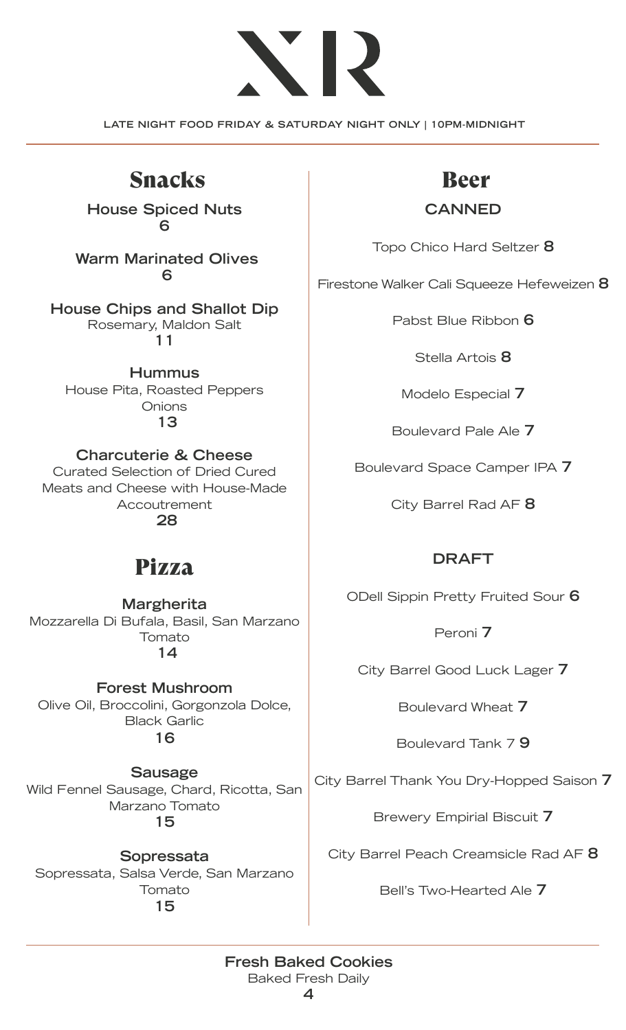# XR

LATE NIGHT FOOD FRIDAY & SATURDAY NIGHT ONLY | 10PM-MIDNIGHT

## Snacks

**House Spiced Nuts**
6

**Warm Marinated Olives**
6

**House Chips and Shallot Dip**
Rosemary, Maldon Salt
11

**Hummus**
House Pita, Roasted Peppers
Onions
13

**Charcuterie & Cheese**
Curated Selection of Dried Cured Meats and Cheese with House-Made Accoutrement
28

## Pizza

**Margherita**
Mozzarella Di Bufala, Basil, San Marzano Tomato
14

**Forest Mushroom**
Olive Oil, Broccolini, Gorgonzola Dolce, Black Garlic
16

**Sausage**
Wild Fennel Sausage, Chard, Ricotta, San Marzano Tomato
15

**Sopressata**
Sopressata, Salsa Verde, San Marzano Tomato
15

## Beer

### CANNED

Topo Chico Hard Seltzer **8**

Firestone Walker Cali Squeeze Hefeweizen **8**

Pabst Blue Ribbon **6**

Stella Artois **8**

Modelo Especial **7**

Boulevard Pale Ale **7**

Boulevard Space Camper IPA **7**

City Barrel Rad AF **8**

### DRAFT

ODell Sippin Pretty Fruited Sour **6**

Peroni **7**

City Barrel Good Luck Lager **7**

Boulevard Wheat **7**

Boulevard Tank 7 **9**

City Barrel Thank You Dry-Hopped Saison **7**

Brewery Empirial Biscuit **7**

City Barrel Peach Creamsicle Rad AF **8**

Bell's Two-Hearted Ale **7**

---

**Fresh Baked Cookies**
Baked Fresh Daily
4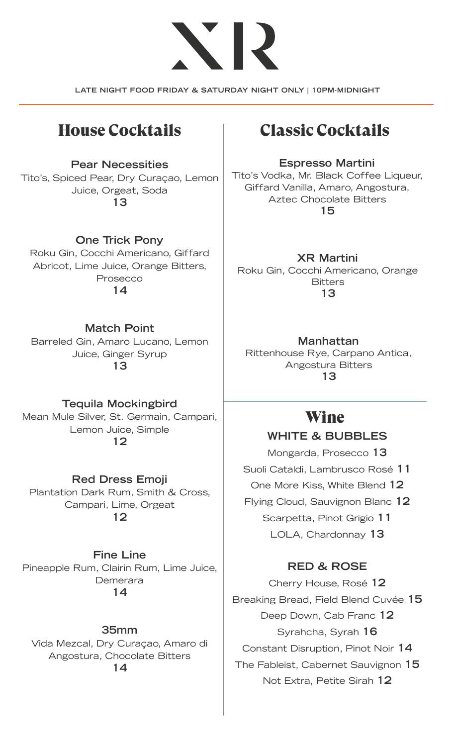# XR

LATE NIGHT FOOD FRIDAY & SATURDAY NIGHT ONLY | 10PM-MIDNIGHT

## House Cocktails

**Pear Necessities**
Tito's, Spiced Pear, Dry Curaçao, Lemon Juice, Orgeat, Soda
13

**One Trick Pony**
Roku Gin, Cocchi Americano, Giffard Abricot, Lime Juice, Orange Bitters, Prosecco
14

**Match Point**
Barreled Gin, Amaro Lucano, Lemon Juice, Ginger Syrup
13

**Tequila Mockingbird**
Mean Mule Silver, St. Germain, Campari, Lemon Juice, Simple
12

**Red Dress Emoji**
Plantation Dark Rum, Smith & Cross, Campari, Lime, Orgeat
12

**Fine Line**
Pineapple Rum, Clairin Rum, Lime Juice, Demerara
14

**35mm**
Vida Mezcal, Dry Curaçao, Amaro di Angostura, Chocolate Bitters
14

## Classic Cocktails

**Espresso Martini**
Tito's Vodka, Mr. Black Coffee Liqueur, Giffard Vanilla, Amaro, Angostura, Aztec Chocolate Bitters
15

**XR Martini**
Roku Gin, Cocchi Americano, Orange Bitters
13

**Manhattan**
Rittenhouse Rye, Carpano Antica, Angostura Bitters
13

## Wine

### WHITE & BUBBLES

Mongarda, Prosecco **13**
Suoli Cataldi, Lambrusco Rosé **11**
One More Kiss, White Blend **12**
Flying Cloud, Sauvignon Blanc **12**
Scarpetta, Pinot Grigio **11**
LOLA, Chardonnay **13**

### RED & ROSE

Cherry House, Rosé **12**
Breaking Bread, Field Blend Cuvée **15**
Deep Down, Cab Franc **12**
Syrahcha, Syrah **16**
Constant Disruption, Pinot Noir **14**
The Fableist, Cabernet Sauvignon **15**
Not Extra, Petite Sirah **12**